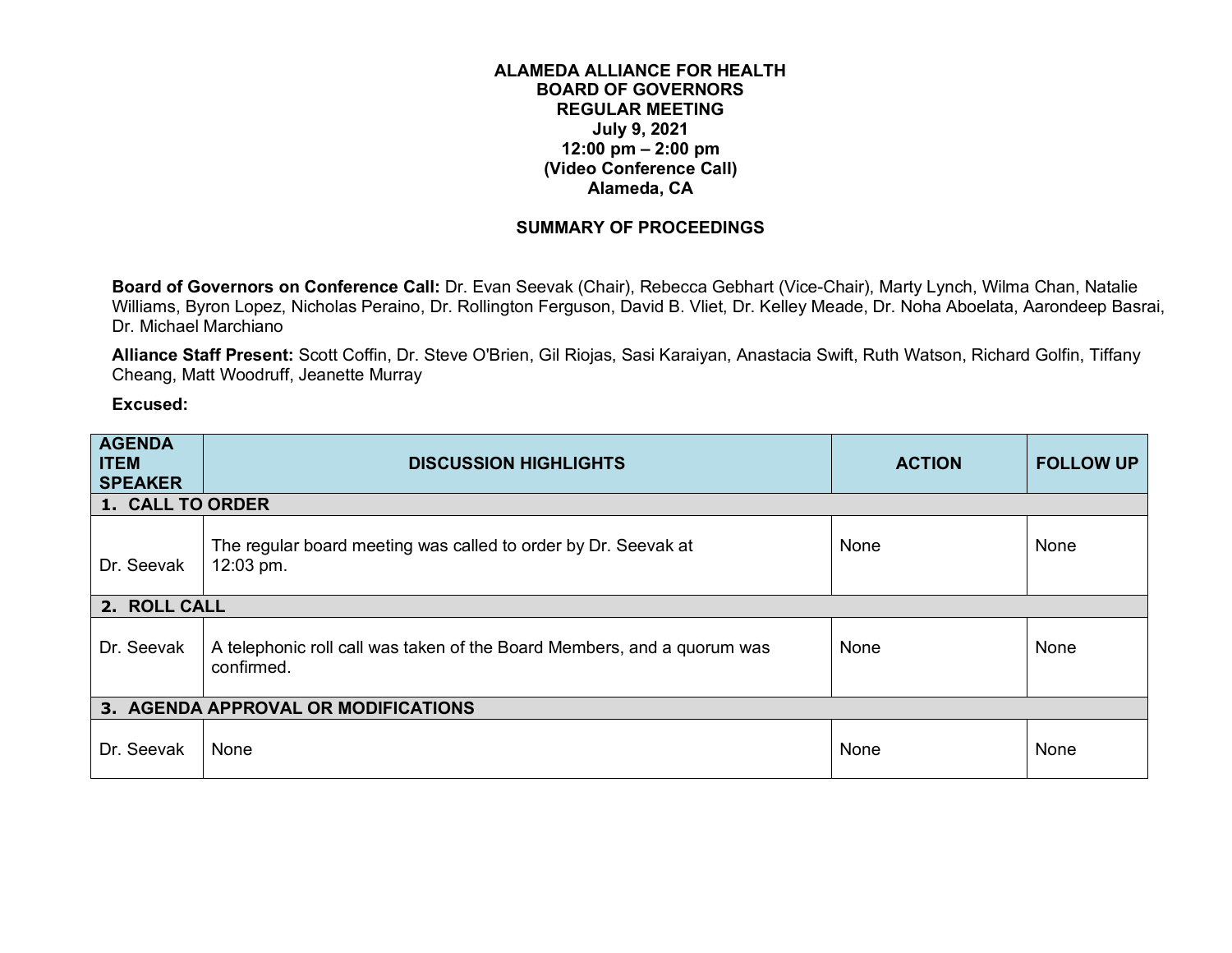**ALAMEDA ALLIANCE FOR HEALTH**
**BOARD OF GOVERNORS**
**REGULAR MEETING**
**July 9, 2021**
**12:00 pm – 2:00 pm**
**(Video Conference Call)**
**Alameda, CA**

**SUMMARY OF PROCEEDINGS**

**Board of Governors on Conference Call:** Dr. Evan Seevak (Chair), Rebecca Gebhart (Vice-Chair), Marty Lynch, Wilma Chan, Natalie Williams, Byron Lopez, Nicholas Peraino, Dr. Rollington Ferguson, David B. Vliet, Dr. Kelley Meade, Dr. Noha Aboelata, Aarondeep Basrai, Dr. Michael Marchiano

**Alliance Staff Present:** Scott Coffin, Dr. Steve O'Brien, Gil Riojas, Sasi Karaiyan, Anastacia Swift, Ruth Watson, Richard Golfin, Tiffany Cheang, Matt Woodruff, Jeanette Murray

**Excused:**

| AGENDA ITEM SPEAKER | DISCUSSION HIGHLIGHTS | ACTION | FOLLOW UP |
|---|---|---|---|
| **1. CALL TO ORDER** | | | |
| Dr. Seevak | The regular board meeting was called to order by Dr. Seevak at 12:03 pm. | None | None |
| **2. ROLL CALL** | | | |
| Dr. Seevak | A telephonic roll call was taken of the Board Members, and a quorum was confirmed. | None | None |
| **3. AGENDA APPROVAL OR MODIFICATIONS** | | | |
| Dr. Seevak | None | None | None |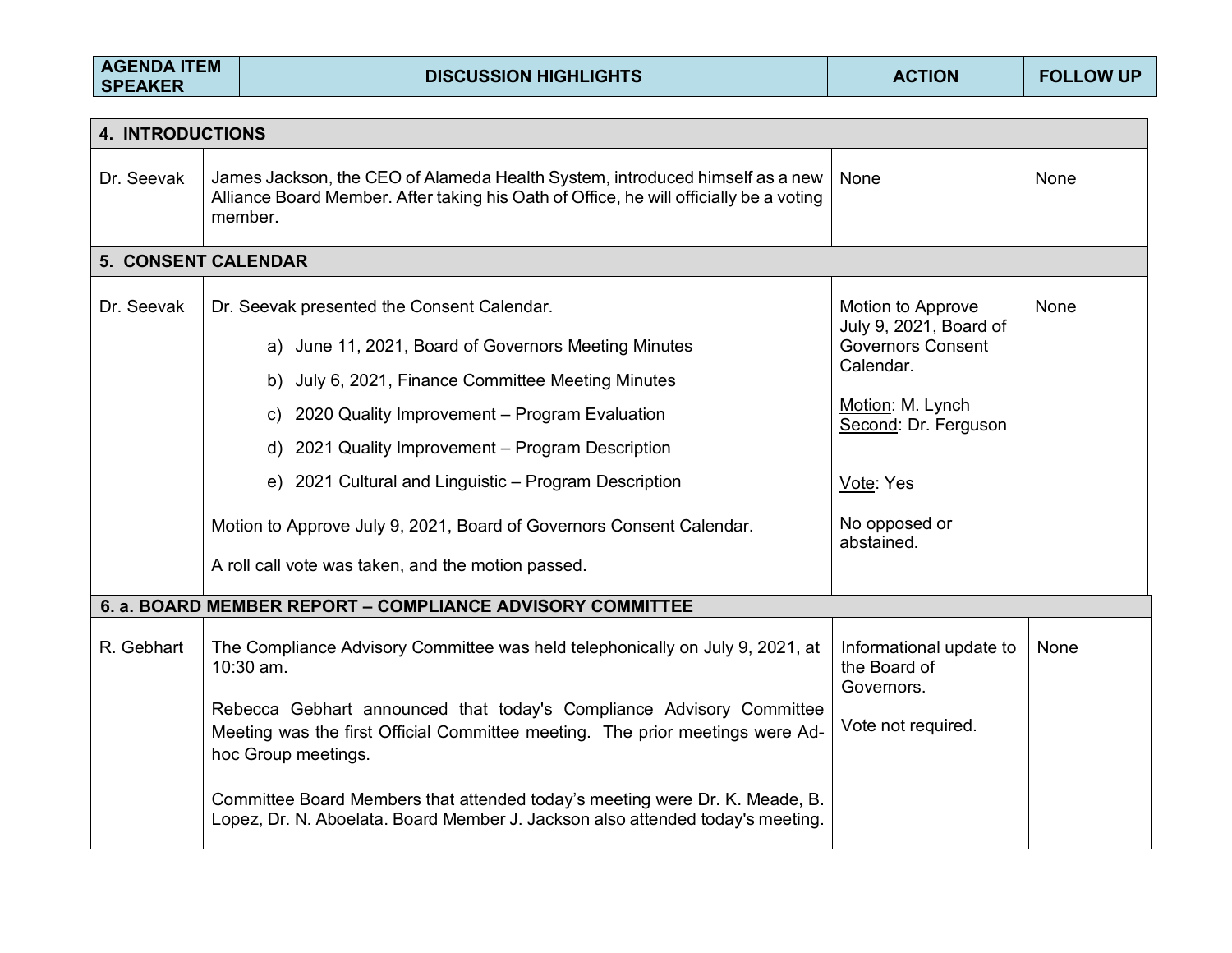| AGENDA ITEM SPEAKER | DISCUSSION HIGHLIGHTS | ACTION | FOLLOW UP |
|---|---|---|---|
| **4. INTRODUCTIONS** | | | |
| Dr. Seevak | James Jackson, the CEO of Alameda Health System, introduced himself as a new Alliance Board Member. After taking his Oath of Office, he will officially be a voting member. | None | None |
| **5. CONSENT CALENDAR** | | | |
| Dr. Seevak | Dr. Seevak presented the Consent Calendar.<br><br>a) June 11, 2021, Board of Governors Meeting Minutes<br>b) July 6, 2021, Finance Committee Meeting Minutes<br>c) 2020 Quality Improvement – Program Evaluation<br>d) 2021 Quality Improvement – Program Description<br>e) 2021 Cultural and Linguistic – Program Description<br><br>Motion to Approve July 9, 2021, Board of Governors Consent Calendar.<br><br>A roll call vote was taken, and the motion passed. | Motion to Approve July 9, 2021, Board of Governors Consent Calendar.<br><br>Motion: M. Lynch<br>Second: Dr. Ferguson<br><br>Vote: Yes<br><br>No opposed or abstained. | None |
| **6. a. BOARD MEMBER REPORT – COMPLIANCE ADVISORY COMMITTEE** | | | |
| R. Gebhart | The Compliance Advisory Committee was held telephonically on July 9, 2021, at 10:30 am.<br><br>Rebecca Gebhart announced that today's Compliance Advisory Committee Meeting was the first Official Committee meeting. The prior meetings were Ad-hoc Group meetings.<br><br>Committee Board Members that attended today's meeting were Dr. K. Meade, B. Lopez, Dr. N. Aboelata. Board Member J. Jackson also attended today's meeting. | Informational update to the Board of Governors.<br><br>Vote not required. | None |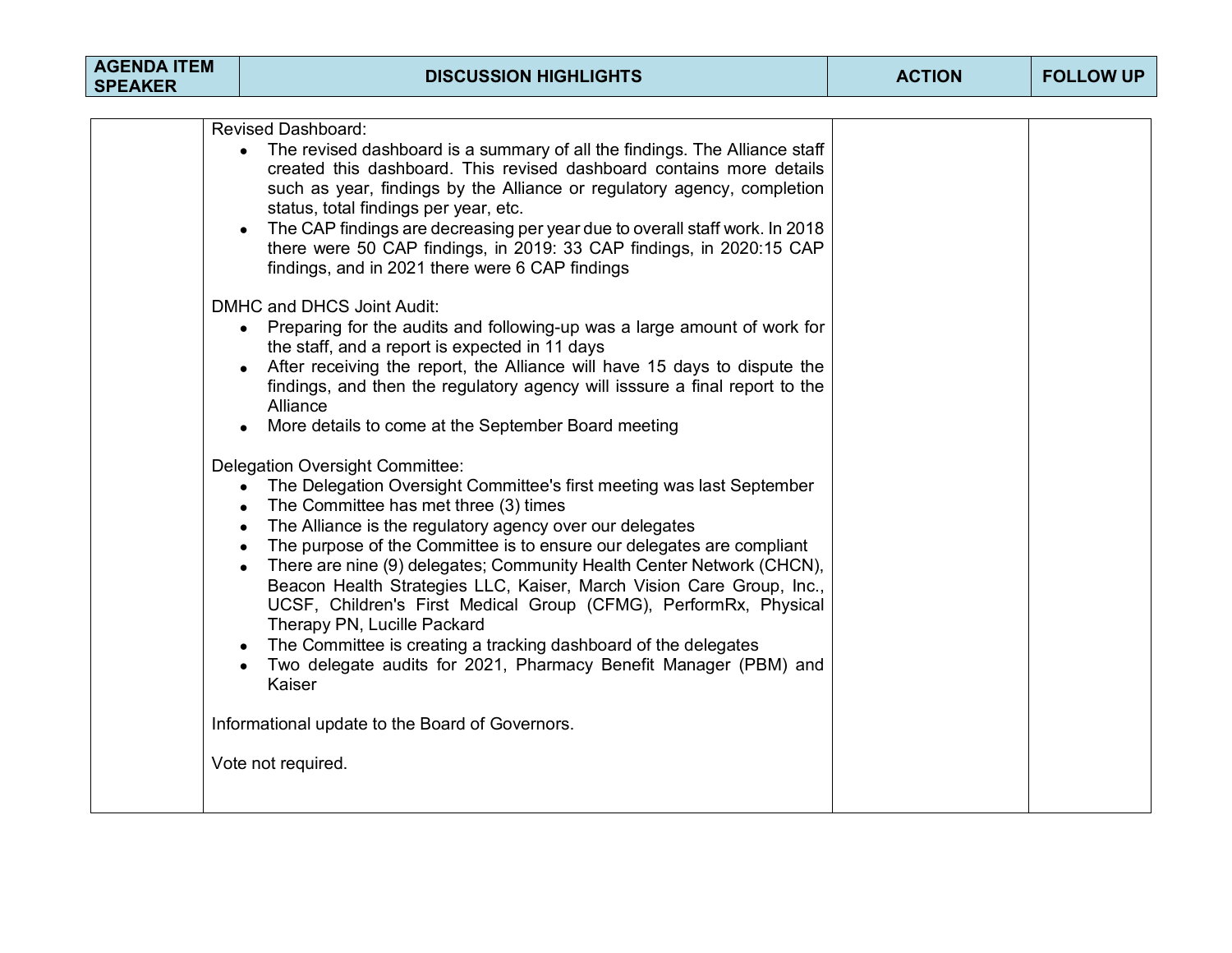| AGENDA ITEM SPEAKER | DISCUSSION HIGHLIGHTS | ACTION | FOLLOW UP |
|---|---|---|---|
| | Revised Dashboard:<br>• The revised dashboard is a summary of all the findings. The Alliance staff created this dashboard. This revised dashboard contains more details such as year, findings by the Alliance or regulatory agency, completion status, total findings per year, etc.<br>• The CAP findings are decreasing per year due to overall staff work. In 2018 there were 50 CAP findings, in 2019: 33 CAP findings, in 2020:15 CAP findings, and in 2021 there were 6 CAP findings<br><br>DMHC and DHCS Joint Audit:<br>• Preparing for the audits and following-up was a large amount of work for the staff, and a report is expected in 11 days<br>• After receiving the report, the Alliance will have 15 days to dispute the findings, and then the regulatory agency will isssure a final report to the Alliance<br>• More details to come at the September Board meeting<br><br>Delegation Oversight Committee:<br>• The Delegation Oversight Committee's first meeting was last September<br>• The Committee has met three (3) times<br>• The Alliance is the regulatory agency over our delegates<br>• The purpose of the Committee is to ensure our delegates are compliant<br>• There are nine (9) delegates; Community Health Center Network (CHCN), Beacon Health Strategies LLC, Kaiser, March Vision Care Group, Inc., UCSF, Children's First Medical Group (CFMG), PerformRx, Physical Therapy PN, Lucille Packard<br>• The Committee is creating a tracking dashboard of the delegates<br>• Two delegate audits for 2021, Pharmacy Benefit Manager (PBM) and Kaiser<br><br>Informational update to the Board of Governors.<br><br>Vote not required. | | |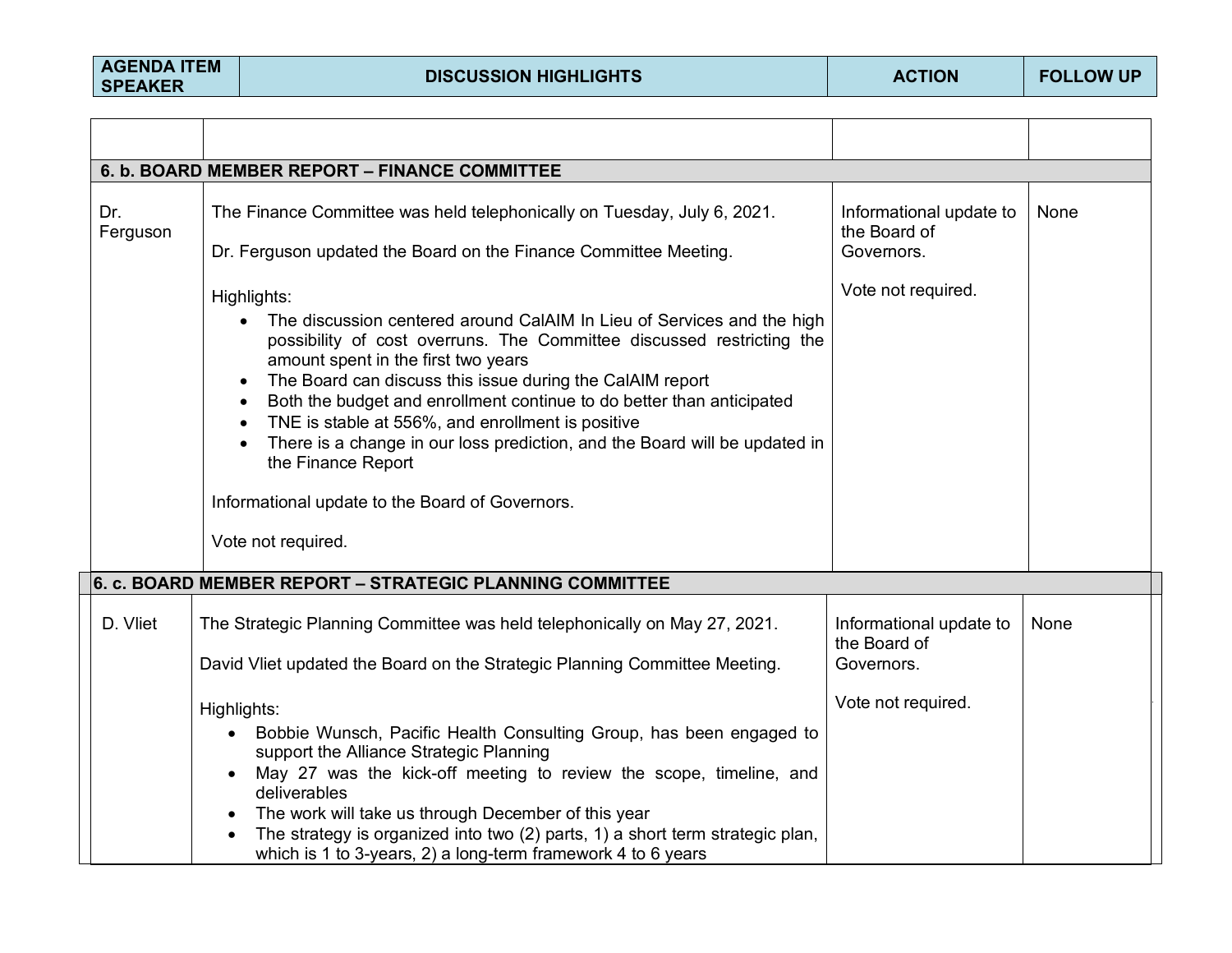| AGENDA ITEM SPEAKER | DISCUSSION HIGHLIGHTS | ACTION | FOLLOW UP |
|---|---|---|---|
| | | | |
| **6. b. BOARD MEMBER REPORT – FINANCE COMMITTEE** | | | |
| Dr. Ferguson | The Finance Committee was held telephonically on Tuesday, July 6, 2021.<br><br>Dr. Ferguson updated the Board on the Finance Committee Meeting.<br><br>Highlights:<br>• The discussion centered around CalAIM In Lieu of Services and the high possibility of cost overruns. The Committee discussed restricting the amount spent in the first two years<br>• The Board can discuss this issue during the CalAIM report<br>• Both the budget and enrollment continue to do better than anticipated<br>• TNE is stable at 556%, and enrollment is positive<br>• There is a change in our loss prediction, and the Board will be updated in the Finance Report<br><br>Informational update to the Board of Governors.<br><br>Vote not required. | Informational update to the Board of Governors.<br><br>Vote not required. | None |
| **6. c. BOARD MEMBER REPORT – STRATEGIC PLANNING COMMITTEE** | | | |
| D. Vliet | The Strategic Planning Committee was held telephonically on May 27, 2021.<br><br>David Vliet updated the Board on the Strategic Planning Committee Meeting.<br><br>Highlights:<br>• Bobbie Wunsch, Pacific Health Consulting Group, has been engaged to support the Alliance Strategic Planning<br>• May 27 was the kick-off meeting to review the scope, timeline, and deliverables<br>• The work will take us through December of this year<br>• The strategy is organized into two (2) parts, 1) a short term strategic plan, which is 1 to 3-years, 2) a long-term framework 4 to 6 years | Informational update to the Board of Governors.<br><br>Vote not required. | None |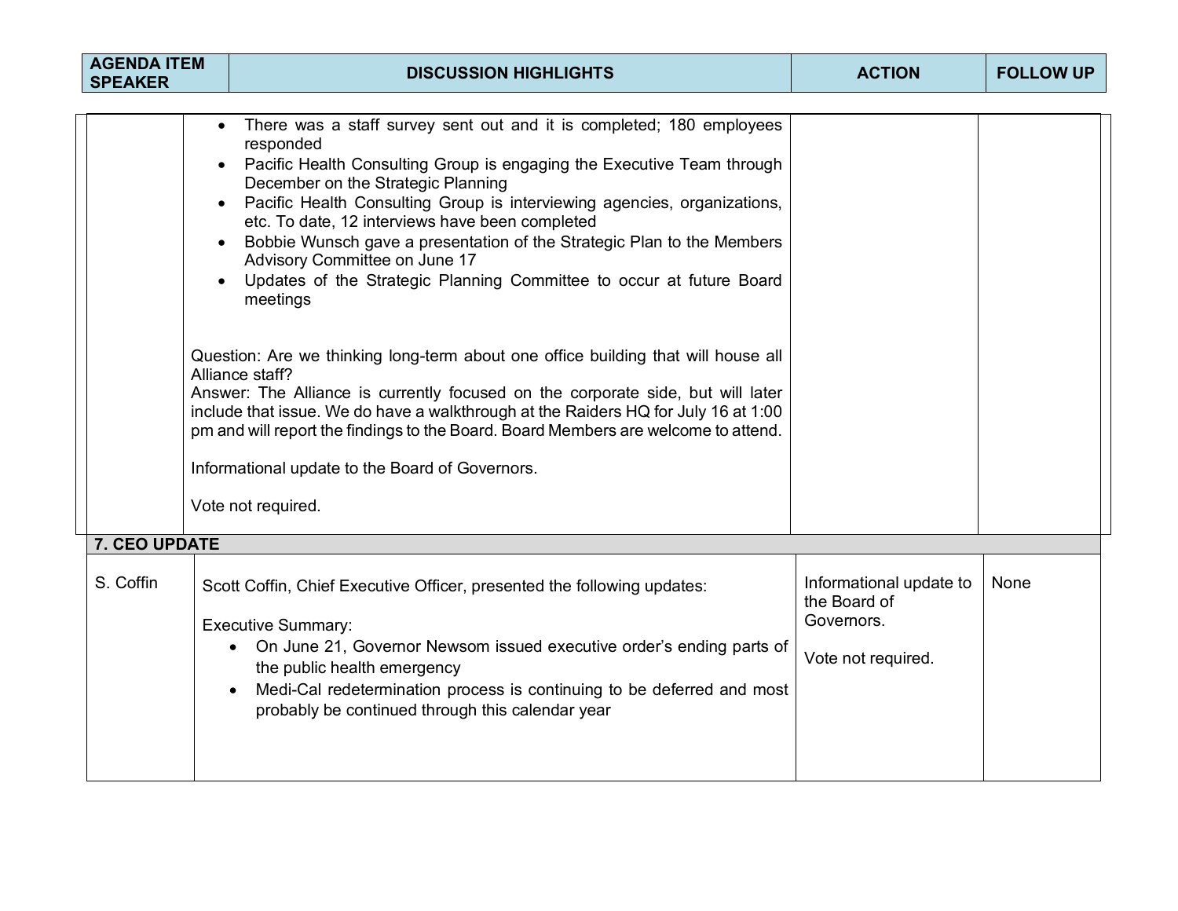| AGENDA ITEM SPEAKER | DISCUSSION HIGHLIGHTS | ACTION | FOLLOW UP |
|---|---|---|---|
| | • There was a staff survey sent out and it is completed; 180 employees responded<br>• Pacific Health Consulting Group is engaging the Executive Team through December on the Strategic Planning<br>• Pacific Health Consulting Group is interviewing agencies, organizations, etc. To date, 12 interviews have been completed<br>• Bobbie Wunsch gave a presentation of the Strategic Plan to the Members Advisory Committee on June 17<br>• Updates of the Strategic Planning Committee to occur at future Board meetings<br><br>Question: Are we thinking long-term about one office building that will house all Alliance staff?<br>Answer: The Alliance is currently focused on the corporate side, but will later include that issue. We do have a walkthrough at the Raiders HQ for July 16 at 1:00 pm and will report the findings to the Board. Board Members are welcome to attend.<br><br>Informational update to the Board of Governors.<br><br>Vote not required. | | |
| **7. CEO UPDATE** | | | |
| S. Coffin | Scott Coffin, Chief Executive Officer, presented the following updates:<br><br>Executive Summary:<br>• On June 21, Governor Newsom issued executive order's ending parts of the public health emergency<br>• Medi-Cal redetermination process is continuing to be deferred and most probably be continued through this calendar year | Informational update to the Board of Governors.<br><br>Vote not required. | None |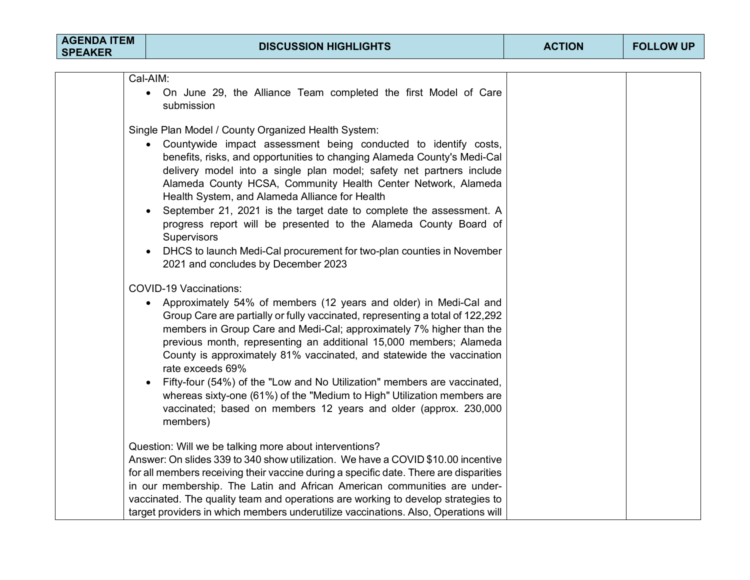| AGENDA ITEM SPEAKER | DISCUSSION HIGHLIGHTS | ACTION | FOLLOW UP |
|---|---|---|---|
| | Cal-AIM:<br>• On June 29, the Alliance Team completed the first Model of Care submission<br><br>Single Plan Model / County Organized Health System:<br>• Countywide impact assessment being conducted to identify costs, benefits, risks, and opportunities to changing Alameda County's Medi-Cal delivery model into a single plan model; safety net partners include Alameda County HCSA, Community Health Center Network, Alameda Health System, and Alameda Alliance for Health<br>• September 21, 2021 is the target date to complete the assessment. A progress report will be presented to the Alameda County Board of Supervisors<br>• DHCS to launch Medi-Cal procurement for two-plan counties in November 2021 and concludes by December 2023<br><br>COVID-19 Vaccinations:<br>• Approximately 54% of members (12 years and older) in Medi-Cal and Group Care are partially or fully vaccinated, representing a total of 122,292 members in Group Care and Medi-Cal; approximately 7% higher than the previous month, representing an additional 15,000 members; Alameda County is approximately 81% vaccinated, and statewide the vaccination rate exceeds 69%<br>• Fifty-four (54%) of the "Low and No Utilization" members are vaccinated, whereas sixty-one (61%) of the "Medium to High" Utilization members are vaccinated; based on members 12 years and older (approx. 230,000 members)<br><br>Question: Will we be talking more about interventions?<br>Answer: On slides 339 to 340 show utilization. We have a COVID $10.00 incentive for all members receiving their vaccine during a specific date. There are disparities in our membership. The Latin and African American communities are under-vaccinated. The quality team and operations are working to develop strategies to target providers in which members underutilize vaccinations. Also, Operations will | | |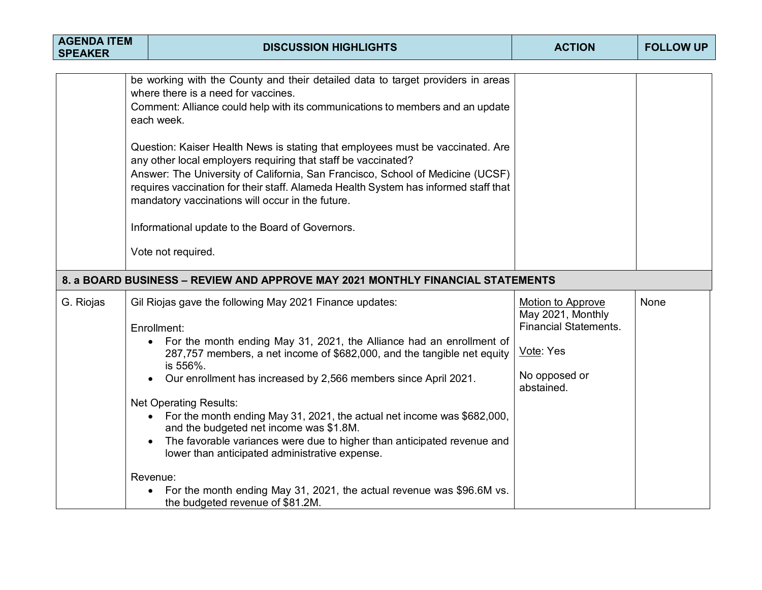| AGENDA ITEM SPEAKER | DISCUSSION HIGHLIGHTS | ACTION | FOLLOW UP |
|---|---|---|---|
| | be working with the County and their detailed data to target providers in areas where there is a need for vaccines.<br>Comment: Alliance could help with its communications to members and an update each week.<br><br>Question: Kaiser Health News is stating that employees must be vaccinated. Are any other local employers requiring that staff be vaccinated?<br>Answer: The University of California, San Francisco, School of Medicine (UCSF) requires vaccination for their staff. Alameda Health System has informed staff that mandatory vaccinations will occur in the future.<br><br>Informational update to the Board of Governors.<br><br>Vote not required. | | |
| **8. a BOARD BUSINESS – REVIEW AND APPROVE MAY 2021 MONTHLY FINANCIAL STATEMENTS** | | | |
| G. Riojas | Gil Riojas gave the following May 2021 Finance updates:<br><br>Enrollment:<br>• For the month ending May 31, 2021, the Alliance had an enrollment of 287,757 members, a net income of $682,000, and the tangible net equity is 556%.<br>• Our enrollment has increased by 2,566 members since April 2021.<br><br>Net Operating Results:<br>• For the month ending May 31, 2021, the actual net income was $682,000, and the budgeted net income was $1.8M.<br>• The favorable variances were due to higher than anticipated revenue and lower than anticipated administrative expense.<br><br>Revenue:<br>• For the month ending May 31, 2021, the actual revenue was $96.6M vs. the budgeted revenue of $81.2M. | Motion to Approve May 2021, Monthly Financial Statements.<br><br>Vote: Yes<br><br>No opposed or abstained. | None |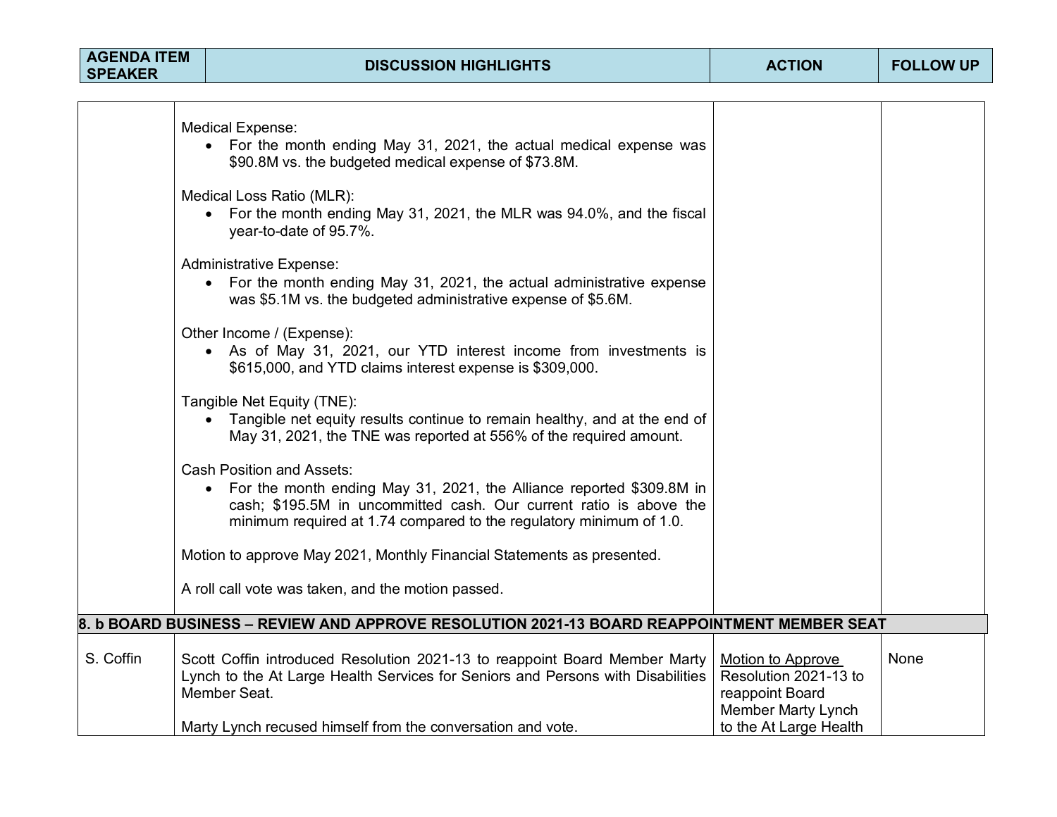| AGENDA ITEM SPEAKER | DISCUSSION HIGHLIGHTS | ACTION | FOLLOW UP |
|---|---|---|---|
| | Medical Expense:<br>• For the month ending May 31, 2021, the actual medical expense was $90.8M vs. the budgeted medical expense of $73.8M.<br><br>Medical Loss Ratio (MLR):<br>• For the month ending May 31, 2021, the MLR was 94.0%, and the fiscal year-to-date of 95.7%.<br><br>Administrative Expense:<br>• For the month ending May 31, 2021, the actual administrative expense was $5.1M vs. the budgeted administrative expense of $5.6M.<br><br>Other Income / (Expense):<br>• As of May 31, 2021, our YTD interest income from investments is $615,000, and YTD claims interest expense is $309,000.<br><br>Tangible Net Equity (TNE):<br>• Tangible net equity results continue to remain healthy, and at the end of May 31, 2021, the TNE was reported at 556% of the required amount.<br><br>Cash Position and Assets:<br>• For the month ending May 31, 2021, the Alliance reported $309.8M in cash; $195.5M in uncommitted cash. Our current ratio is above the minimum required at 1.74 compared to the regulatory minimum of 1.0.<br><br>Motion to approve May 2021, Monthly Financial Statements as presented.<br><br>A roll call vote was taken, and the motion passed. | | |
| **8. b BOARD BUSINESS – REVIEW AND APPROVE RESOLUTION 2021-13 BOARD REAPPOINTMENT MEMBER SEAT** | | | |
| S. Coffin | Scott Coffin introduced Resolution 2021-13 to reappoint Board Member Marty Lynch to the At Large Health Services for Seniors and Persons with Disabilities Member Seat.<br><br>Marty Lynch recused himself from the conversation and vote. | <u>Motion to Approve</u> Resolution 2021-13 to reappoint Board Member Marty Lynch to the At Large Health | None |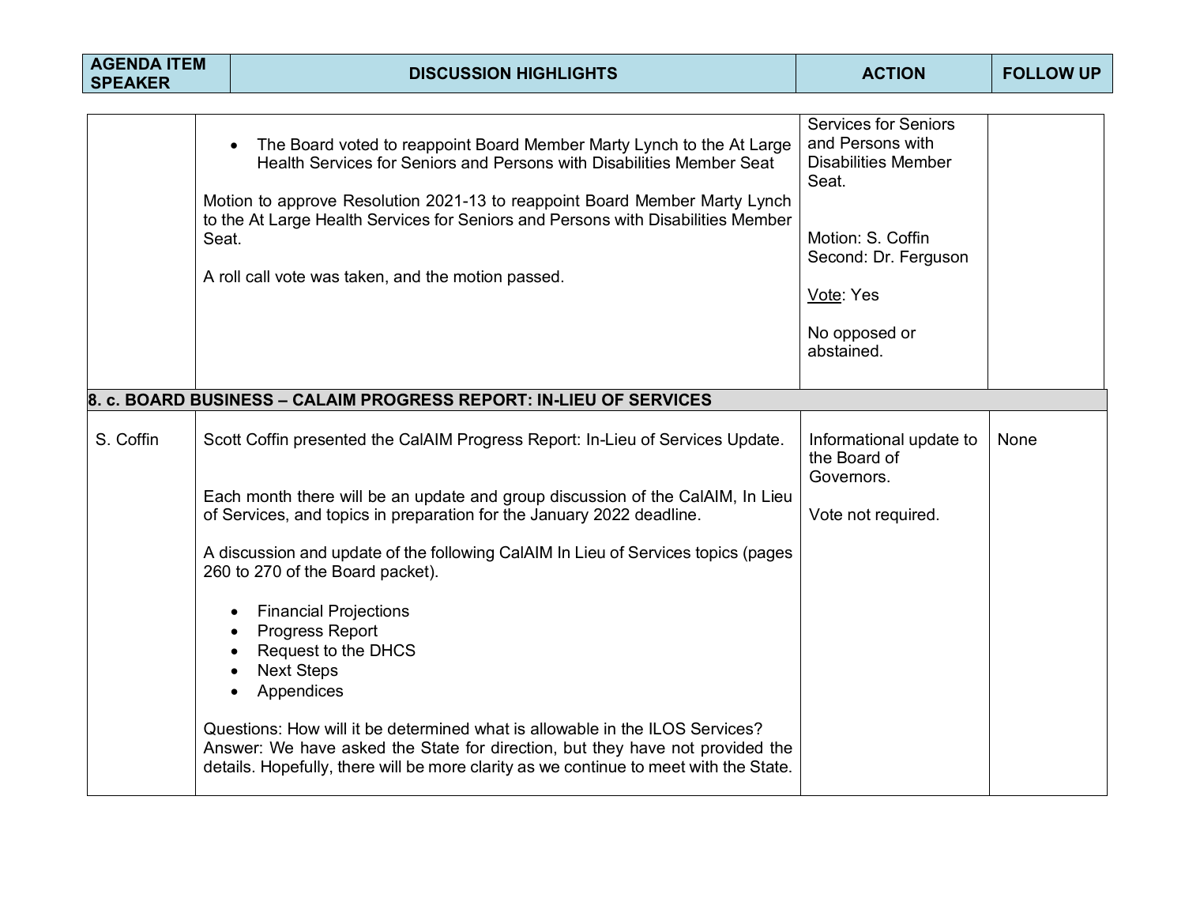| AGENDA ITEM SPEAKER | DISCUSSION HIGHLIGHTS | ACTION | FOLLOW UP |
|---|---|---|---|
| | • The Board voted to reappoint Board Member Marty Lynch to the At Large Health Services for Seniors and Persons with Disabilities Member Seat<br><br>Motion to approve Resolution 2021-13 to reappoint Board Member Marty Lynch to the At Large Health Services for Seniors and Persons with Disabilities Member Seat.<br><br>A roll call vote was taken, and the motion passed. | Services for Seniors and Persons with Disabilities Member Seat.<br><br>Motion: S. Coffin<br>Second: Dr. Ferguson<br><br>Vote: Yes<br><br>No opposed or abstained. | |
| **8. c. BOARD BUSINESS – CALAIM PROGRESS REPORT: IN-LIEU OF SERVICES** | | | |
| S. Coffin | Scott Coffin presented the CalAIM Progress Report: In-Lieu of Services Update.<br><br>Each month there will be an update and group discussion of the CalAIM, In Lieu of Services, and topics in preparation for the January 2022 deadline.<br><br>A discussion and update of the following CalAIM In Lieu of Services topics (pages 260 to 270 of the Board packet).<br><br>• Financial Projections<br>• Progress Report<br>• Request to the DHCS<br>• Next Steps<br>• Appendices<br><br>Questions: How will it be determined what is allowable in the ILOS Services?<br>Answer: We have asked the State for direction, but they have not provided the details. Hopefully, there will be more clarity as we continue to meet with the State. | Informational update to the Board of Governors.<br><br>Vote not required. | None |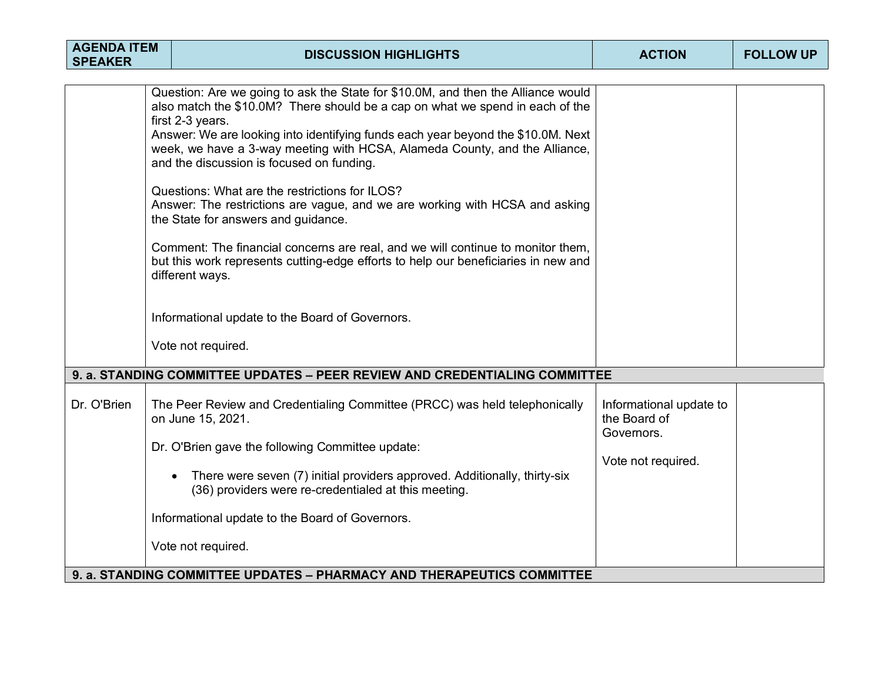| AGENDA ITEM SPEAKER | DISCUSSION HIGHLIGHTS | ACTION | FOLLOW UP |
|---|---|---|---|
| | Question: Are we going to ask the State for $10.0M, and then the Alliance would also match the $10.0M? There should be a cap on what we spend in each of the first 2-3 years.<br>Answer: We are looking into identifying funds each year beyond the $10.0M. Next week, we have a 3-way meeting with HCSA, Alameda County, and the Alliance, and the discussion is focused on funding.<br><br>Questions: What are the restrictions for ILOS?<br>Answer: The restrictions are vague, and we are working with HCSA and asking the State for answers and guidance.<br><br>Comment: The financial concerns are real, and we will continue to monitor them, but this work represents cutting-edge efforts to help our beneficiaries in new and different ways.<br><br>Informational update to the Board of Governors.<br><br>Vote not required. | | |
| **9. a. STANDING COMMITTEE UPDATES – PEER REVIEW AND CREDENTIALING COMMITTEE** | | | |
| Dr. O'Brien | The Peer Review and Credentialing Committee (PRCC) was held telephonically on June 15, 2021.<br><br>Dr. O'Brien gave the following Committee update:<br><br>• There were seven (7) initial providers approved. Additionally, thirty-six (36) providers were re-credentialed at this meeting.<br><br>Informational update to the Board of Governors.<br><br>Vote not required. | Informational update to the Board of Governors.<br><br>Vote not required. | |
| **9. a. STANDING COMMITTEE UPDATES – PHARMACY AND THERAPEUTICS COMMITTEE** | | | |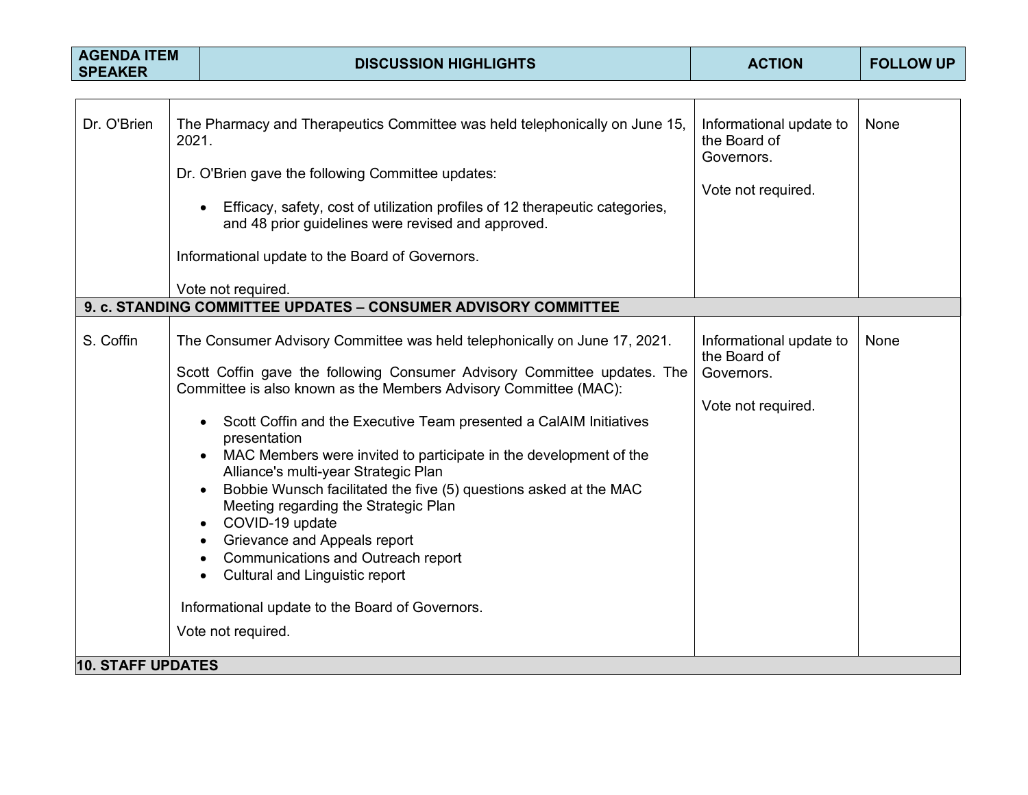| AGENDA ITEM SPEAKER | DISCUSSION HIGHLIGHTS | ACTION | FOLLOW UP |
|---|---|---|---|
| Dr. O'Brien | The Pharmacy and Therapeutics Committee was held telephonically on June 15, 2021.<br><br>Dr. O'Brien gave the following Committee updates:<br><br>• Efficacy, safety, cost of utilization profiles of 12 therapeutic categories, and 48 prior guidelines were revised and approved.<br><br>Informational update to the Board of Governors.<br><br>Vote not required. | Informational update to the Board of Governors.<br><br>Vote not required. | None |
| **9. c. STANDING COMMITTEE UPDATES – CONSUMER ADVISORY COMMITTEE** | | | |
| S. Coffin | The Consumer Advisory Committee was held telephonically on June 17, 2021.<br><br>Scott Coffin gave the following Consumer Advisory Committee updates. The Committee is also known as the Members Advisory Committee (MAC):<br><br>• Scott Coffin and the Executive Team presented a CalAIM Initiatives presentation<br>• MAC Members were invited to participate in the development of the Alliance's multi-year Strategic Plan<br>• Bobbie Wunsch facilitated the five (5) questions asked at the MAC Meeting regarding the Strategic Plan<br>• COVID-19 update<br>• Grievance and Appeals report<br>• Communications and Outreach report<br>• Cultural and Linguistic report<br><br>Informational update to the Board of Governors.<br><br>Vote not required. | Informational update to the Board of Governors.<br><br>Vote not required. | None |
| **10. STAFF UPDATES** | | | |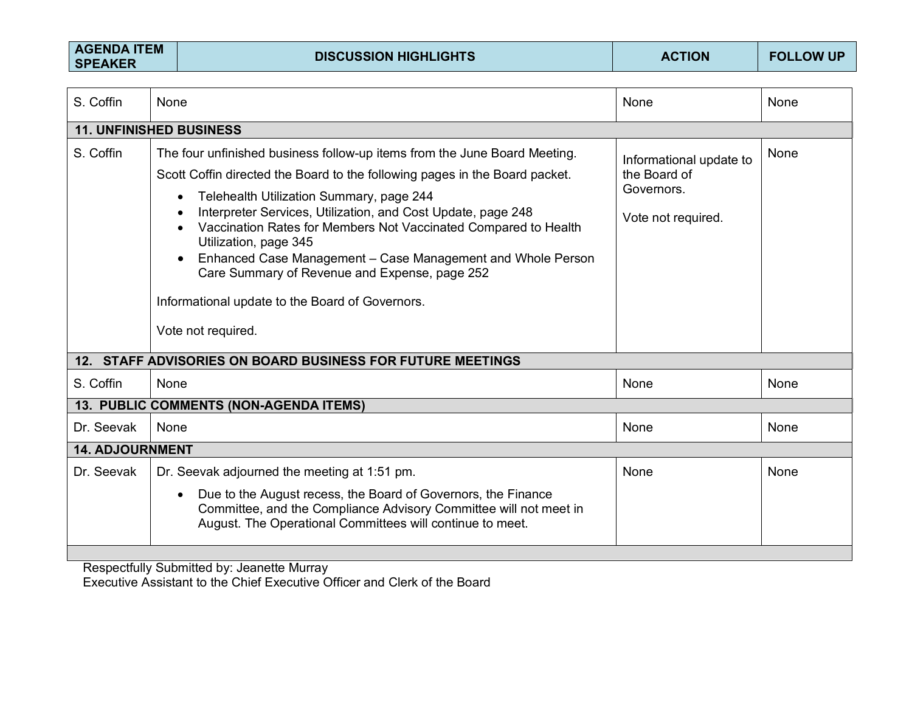| AGENDA ITEM SPEAKER | DISCUSSION HIGHLIGHTS | ACTION | FOLLOW UP |
|---|---|---|---|
| S. Coffin | None | None | None |
| **11. UNFINISHED BUSINESS** | | | |
| S. Coffin | The four unfinished business follow-up items from the June Board Meeting.<br><br>Scott Coffin directed the Board to the following pages in the Board packet.<br>• Telehealth Utilization Summary, page 244<br>• Interpreter Services, Utilization, and Cost Update, page 248<br>• Vaccination Rates for Members Not Vaccinated Compared to Health Utilization, page 345<br>• Enhanced Case Management – Case Management and Whole Person Care Summary of Revenue and Expense, page 252<br><br>Informational update to the Board of Governors.<br><br>Vote not required. | Informational update to the Board of Governors.<br><br>Vote not required. | None |
| **12. STAFF ADVISORIES ON BOARD BUSINESS FOR FUTURE MEETINGS** | | | |
| S. Coffin | None | None | None |
| **13. PUBLIC COMMENTS (NON-AGENDA ITEMS)** | | | |
| Dr. Seevak | None | None | None |
| **14. ADJOURNMENT** | | | |
| Dr. Seevak | Dr. Seevak adjourned the meeting at 1:51 pm.<br>• Due to the August recess, the Board of Governors, the Finance Committee, and the Compliance Advisory Committee will not meet in August. The Operational Committees will continue to meet. | None | None |

Respectfully Submitted by: Jeanette Murray
Executive Assistant to the Chief Executive Officer and Clerk of the Board